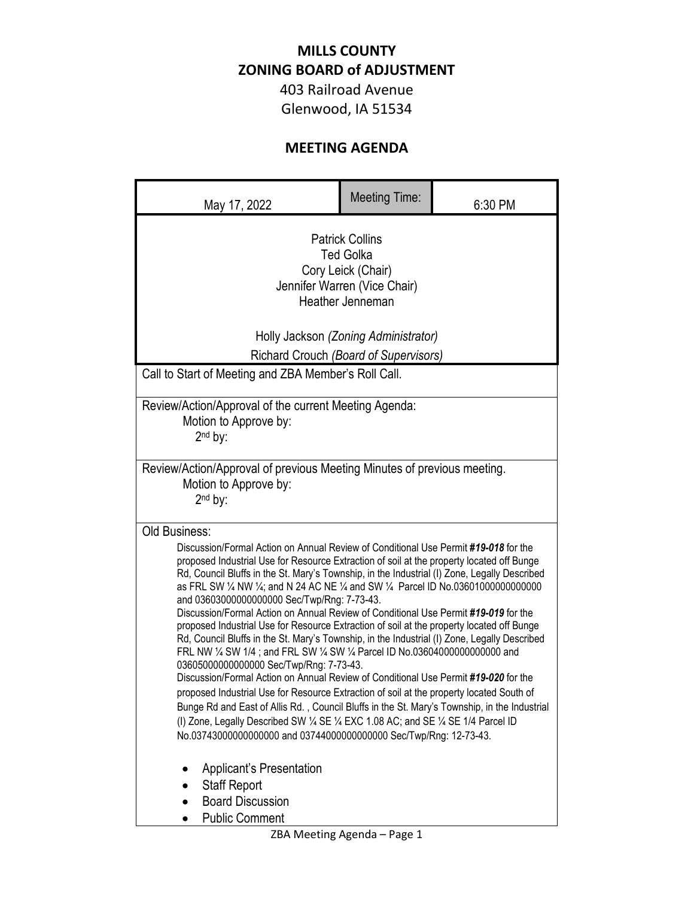# MILLS COUNTY
# ZONING BOARD of ADJUSTMENT

403 Railroad Avenue
Glenwood, IA 51534

## MEETING AGENDA

| May 17, 2022 | Meeting Time: | 6:30 PM |
|---|---|---|

Patrick Collins
Ted Golka
Cory Leick (Chair)
Jennifer Warren (Vice Chair)
Heather Jenneman

Holly Jackson *(Zoning Administrator)*
Richard Crouch *(Board of Supervisors)*

Call to Start of Meeting and ZBA Member's Roll Call.

Review/Action/Approval of the current Meeting Agenda:
Motion to Approve by:
2nd by:

Review/Action/Approval of previous Meeting Minutes of previous meeting.
Motion to Approve by:
2nd by:

Old Business:

Discussion/Formal Action on Annual Review of Conditional Use Permit ***#19-018*** for the proposed Industrial Use for Resource Extraction of soil at the property located off Bunge Rd, Council Bluffs in the St. Mary's Township, in the Industrial (I) Zone, Legally Described as FRL SW ¼ NW ¼; and N 24 AC NE ¼ and SW ¼ Parcel ID No.036010000000000000 and 036030000000000000 Sec/Twp/Rng: 7-73-43.

Discussion/Formal Action on Annual Review of Conditional Use Permit ***#19-019*** for the proposed Industrial Use for Resource Extraction of soil at the property located off Bunge Rd, Council Bluffs in the St. Mary's Township, in the Industrial (I) Zone, Legally Described FRL NW ¼ SW 1/4 ; and FRL SW ¼ SW ¼ Parcel ID No.036040000000000000 and 036050000000000000 Sec/Twp/Rng: 7-73-43.

Discussion/Formal Action on Annual Review of Conditional Use Permit ***#19-020*** for the proposed Industrial Use for Resource Extraction of soil at the property located South of Bunge Rd and East of Allis Rd. , Council Bluffs in the St. Mary's Township, in the Industrial (I) Zone, Legally Described SW ¼ SE ¼ EXC 1.08 AC; and SE ¼ SE 1/4 Parcel ID No.037430000000000000 and 037440000000000000 Sec/Twp/Rng: 12-73-43.

- Applicant's Presentation
- Staff Report
- Board Discussion
- Public Comment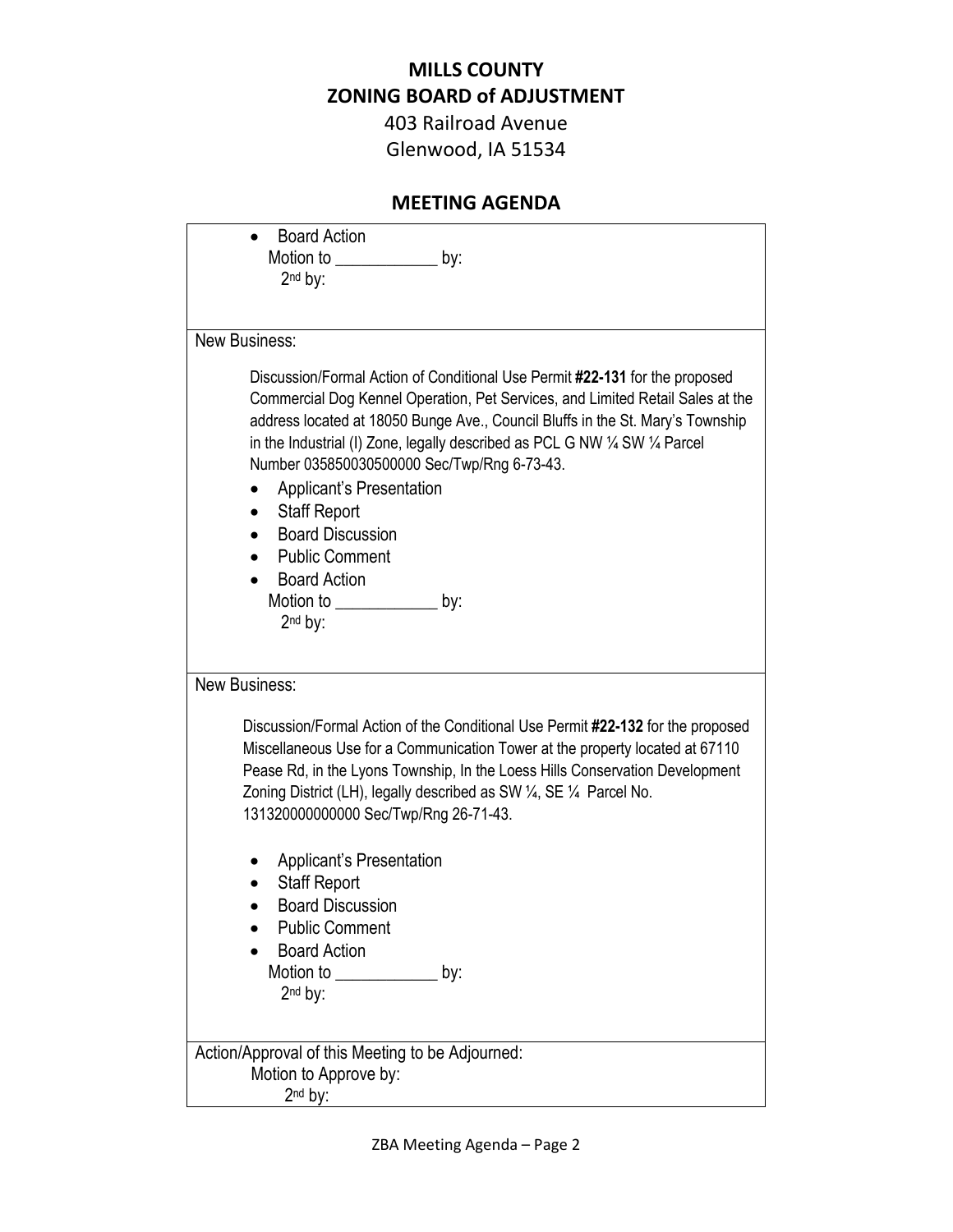# MILLS COUNTY
## ZONING BOARD of ADJUSTMENT

403 Railroad Avenue
Glenwood, IA 51534

## MEETING AGENDA

- Board Action
  Motion to ____________ by:
  2nd by:

New Business:

Discussion/Formal Action of Conditional Use Permit **#22-131** for the proposed Commercial Dog Kennel Operation, Pet Services, and Limited Retail Sales at the address located at 18050 Bunge Ave., Council Bluffs in the St. Mary's Township in the Industrial (I) Zone, legally described as PCL G NW ¼ SW ¼ Parcel Number 035850030500000 Sec/Twp/Rng 6-73-43.

- Applicant's Presentation
- Staff Report
- Board Discussion
- Public Comment
- Board Action
  Motion to ____________ by:
  2nd by:

New Business:

Discussion/Formal Action of the Conditional Use Permit **#22-132** for the proposed Miscellaneous Use for a Communication Tower at the property located at 67110 Pease Rd, in the Lyons Township, In the Loess Hills Conservation Development Zoning District (LH), legally described as SW ¼, SE ¼ Parcel No. 131320000000000 Sec/Twp/Rng 26-71-43.

- Applicant's Presentation
- Staff Report
- Board Discussion
- Public Comment
- Board Action
  Motion to ____________ by:
  2nd by:

Action/Approval of this Meeting to be Adjourned:
Motion to Approve by:
2nd by: